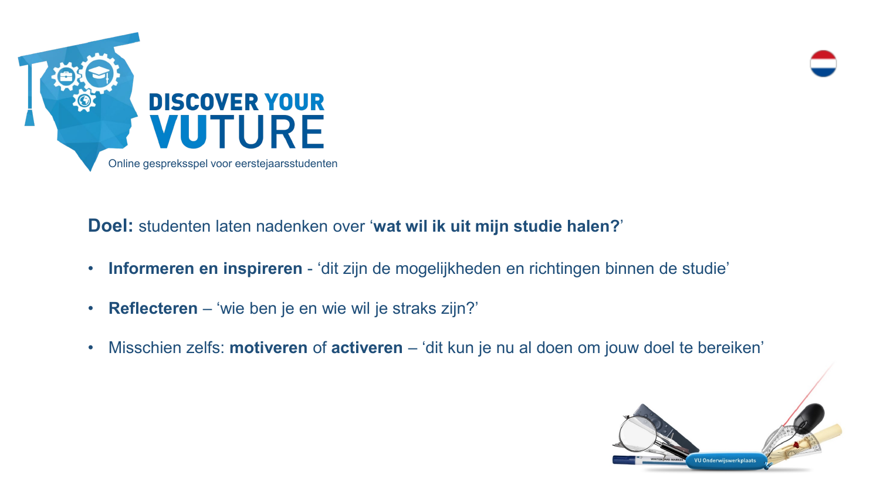# DISCOVER YOUR VUTURE

Online gespreksspel voor eerstejaarsstudenten

**Doel:** studenten laten nadenken over '**wat wil ik uit mijn studie halen?**'

- **Informeren en inspireren** - 'dit zijn de mogelijkheden en richtingen binnen de studie'
- **Reflecteren** – 'wie ben je en wie wil je straks zijn?'
- Misschien zelfs: **motiveren** of **activeren** – 'dit kun je nu al doen om jouw doel te bereiken'

VU Onderwijswerkplaats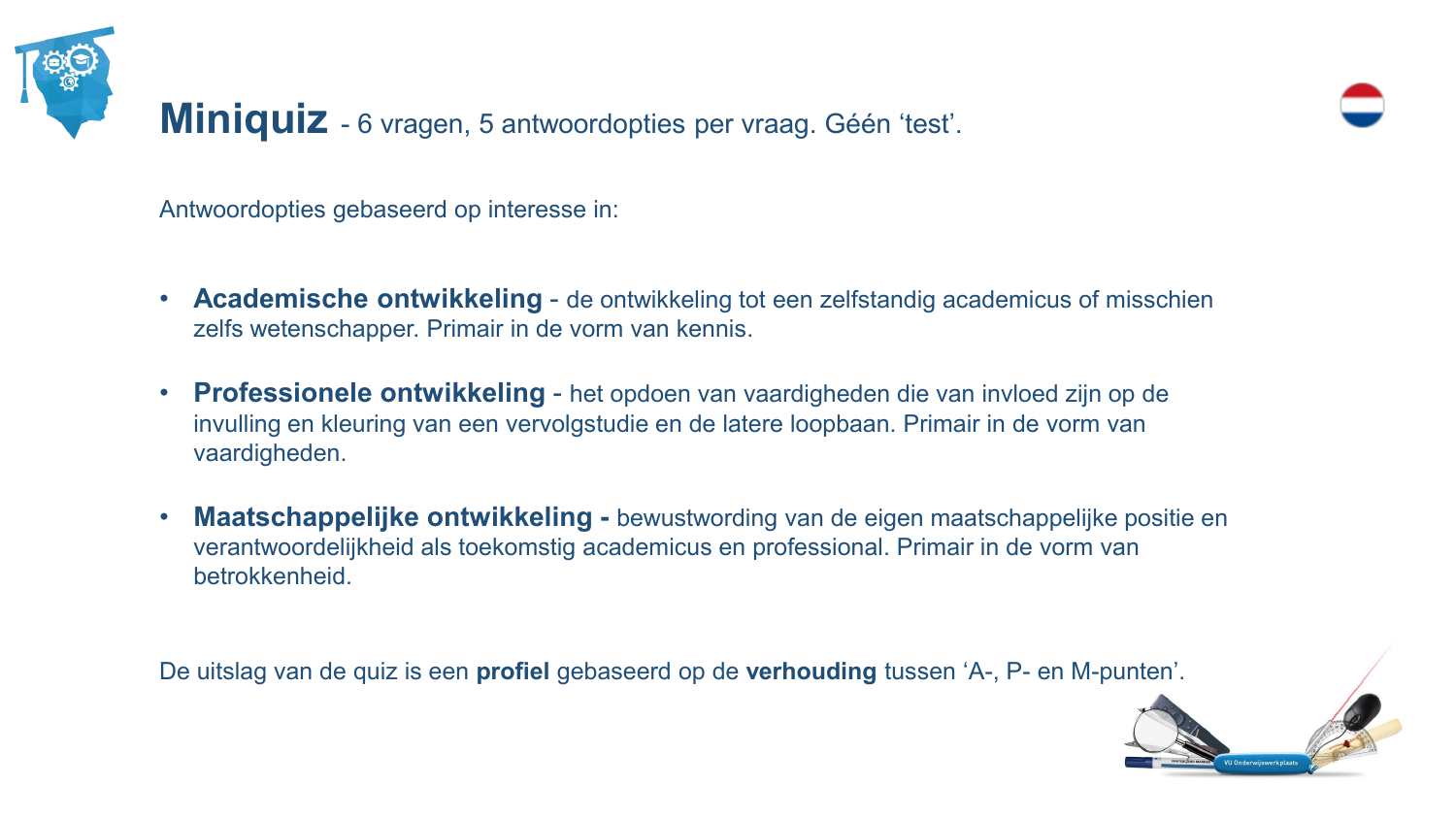# **Miniquiz** - 6 vragen, 5 antwoordopties per vraag. Géén 'test'.

Antwoordopties gebaseerd op interesse in:

- **Academische ontwikkeling** - de ontwikkeling tot een zelfstandig academicus of misschien zelfs wetenschapper. Primair in de vorm van kennis.
- **Professionele ontwikkeling** - het opdoen van vaardigheden die van invloed zijn op de invulling en kleuring van een vervolgstudie en de latere loopbaan. Primair in de vorm van vaardigheden.
- **Maatschappelijke ontwikkeling -** bewustwording van de eigen maatschappelijke positie en verantwoordelijkheid als toekomstig academicus en professional. Primair in de vorm van betrokkenheid.

De uitslag van de quiz is een **profiel** gebaseerd op de **verhouding** tussen 'A-, P- en M-punten'.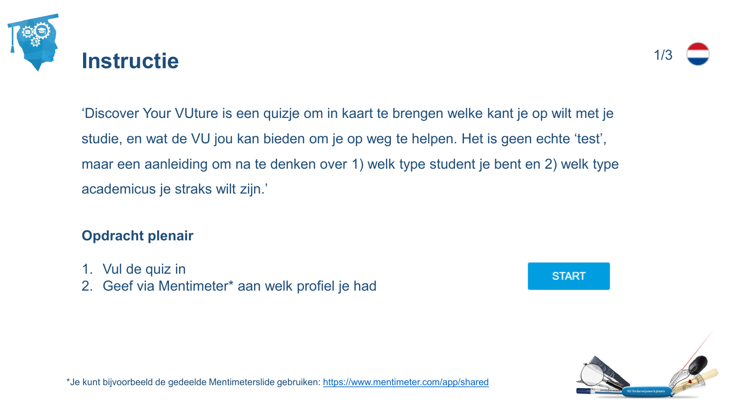# Instructie

'Discover Your VUture is een quizje om in kaart te brengen welke kant je op wilt met je studie, en wat de VU jou kan bieden om je op weg te helpen. Het is geen echte 'test', maar een aanleiding om na te denken over 1) welk type student je bent en 2) welk type academicus je straks wilt zijn.'

## Opdracht plenair

1. Vul de quiz in
2. Geef via Mentimeter* aan welk profiel je had

START

*Je kunt bijvoorbeeld de gedeelde Mentimeterslide gebruiken: https://www.mentimeter.com/app/shared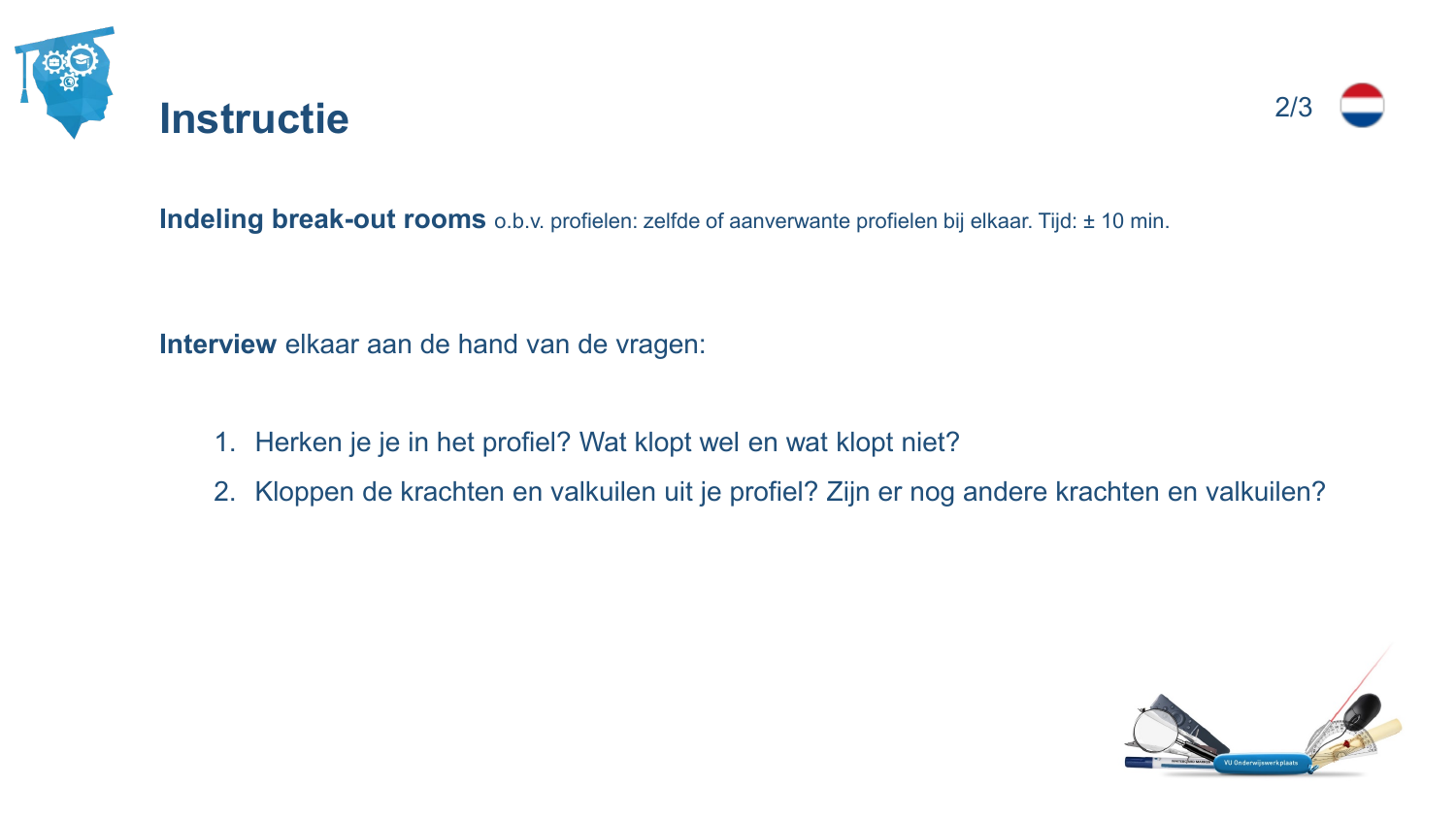# Instructie

**Indeling break-out rooms** o.b.v. profielen: zelfde of aanverwante profielen bij elkaar. Tijd: ± 10 min.

**Interview** elkaar aan de hand van de vragen:

1. Herken je je in het profiel? Wat klopt wel en wat klopt niet?
2. Kloppen de krachten en valkuilen uit je profiel? Zijn er nog andere krachten en valkuilen?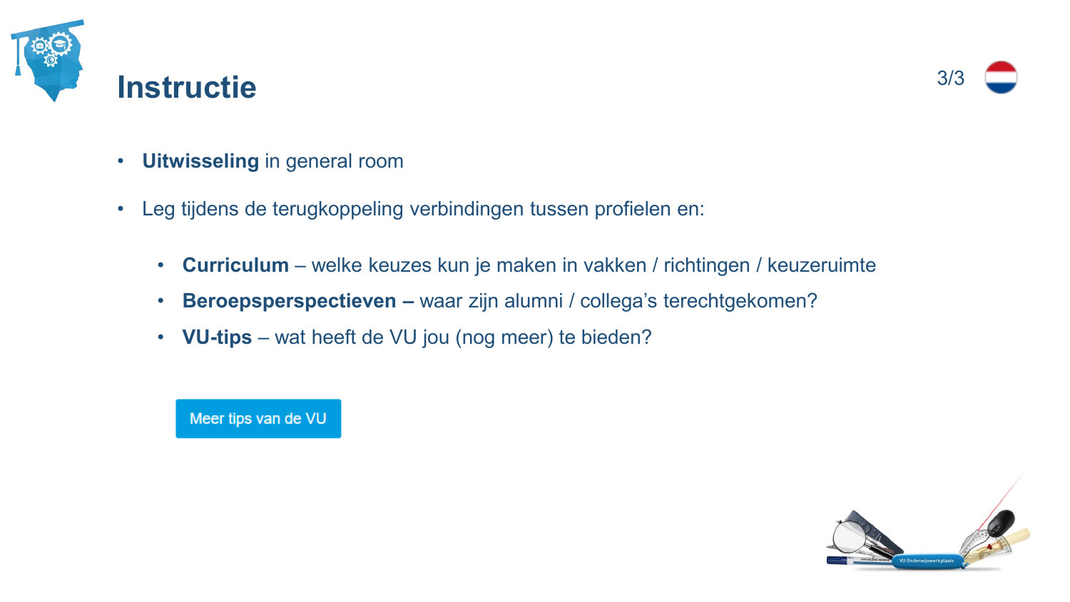# Instructie

- **Uitwisseling** in general room
- Leg tijdens de terugkoppeling verbindingen tussen profielen en:
  - **Curriculum** – welke keuzes kun je maken in vakken / richtingen / keuzeruimte
  - **Beroepsperspectieven –** waar zijn alumni / collega's terechtgekomen?
  - **VU-tips** – wat heeft de VU jou (nog meer) te bieden?

Meer tips van de VU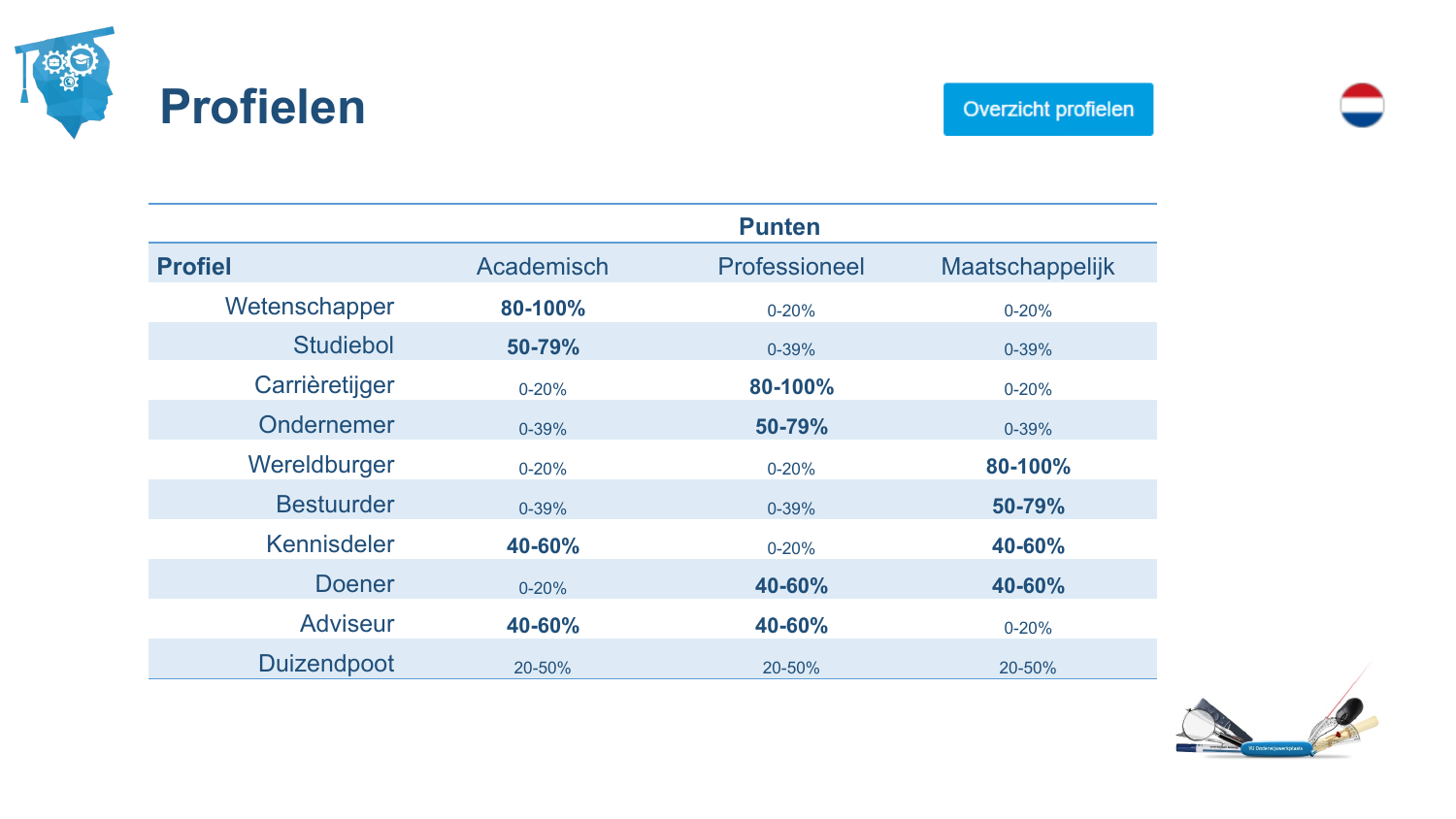# Profielen

Overzicht profielen

| | Punten | | |
|---|---|---|---|
| **Profiel** | Academisch | Professioneel | Maatschappelijk |
| Wetenschapper | **80-100%** | 0-20% | 0-20% |
| Studiebol | **50-79%** | 0-39% | 0-39% |
| Carrièretijger | 0-20% | **80-100%** | 0-20% |
| Ondernemer | 0-39% | **50-79%** | 0-39% |
| Wereldburger | 0-20% | 0-20% | **80-100%** |
| Bestuurder | 0-39% | 0-39% | **50-79%** |
| Kennisdeler | **40-60%** | 0-20% | **40-60%** |
| Doener | 0-20% | **40-60%** | **40-60%** |
| Adviseur | **40-60%** | **40-60%** | 0-20% |
| Duizendpoot | 20-50% | 20-50% | 20-50% |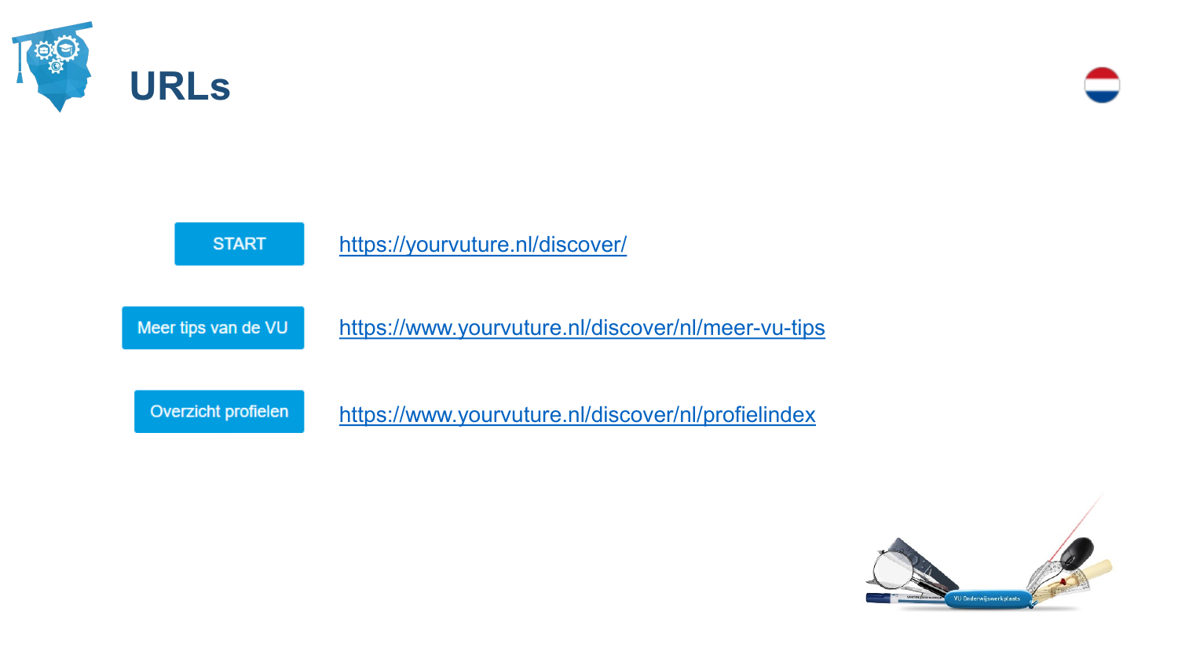# URLs

| | |
|---|---|
| START | https://yourvuture.nl/discover/ |
| Meer tips van de VU | https://www.yourvuture.nl/discover/nl/meer-vu-tips |
| Overzicht profielen | https://www.yourvuture.nl/discover/nl/profielindex |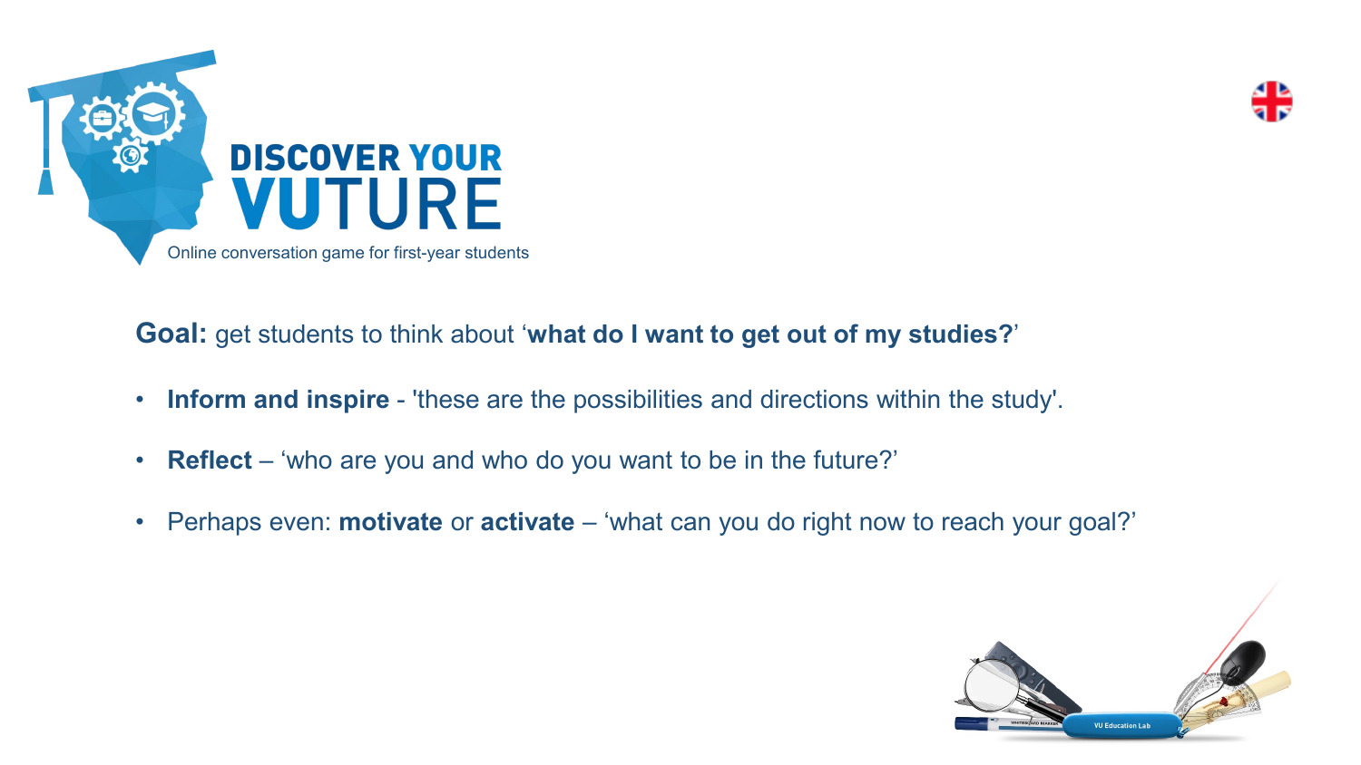# DISCOVER YOUR VUTURE

Online conversation game for first-year students

**Goal:** get students to think about '**what do I want to get out of my studies?**'

- **Inform and inspire** - 'these are the possibilities and directions within the study'.
- **Reflect** – 'who are you and who do you want to be in the future?'
- Perhaps even: **motivate** or **activate** – 'what can you do right now to reach your goal?'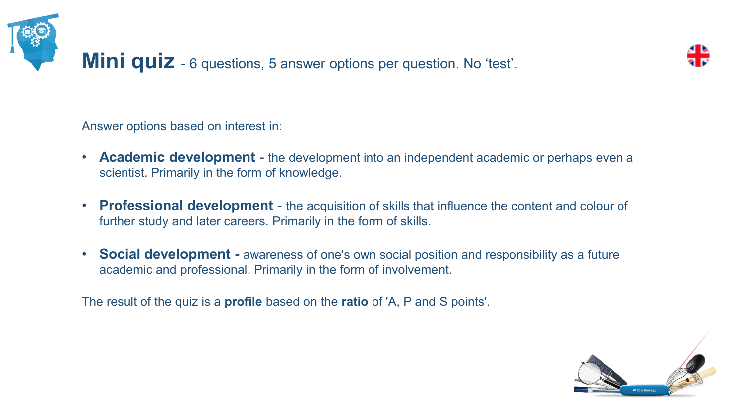# **Mini quiz** - 6 questions, 5 answer options per question. No 'test'.

Answer options based on interest in:

- **Academic development** - the development into an independent academic or perhaps even a scientist. Primarily in the form of knowledge.
- **Professional development** - the acquisition of skills that influence the content and colour of further study and later careers. Primarily in the form of skills.
- **Social development -** awareness of one's own social position and responsibility as a future academic and professional. Primarily in the form of involvement.

The result of the quiz is a **profile** based on the **ratio** of 'A, P and S points'.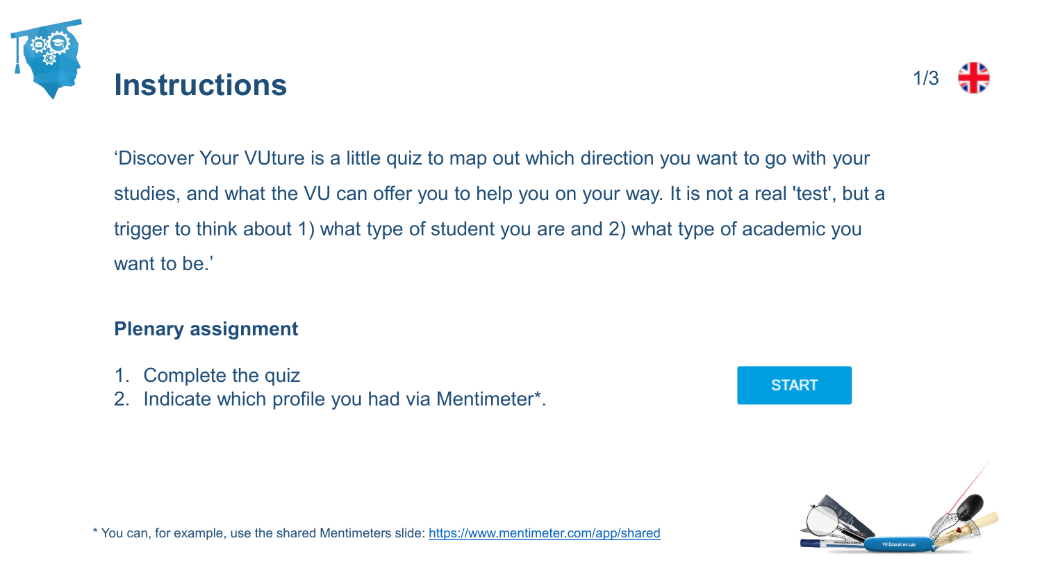# Instructions

‘Discover Your VUture is a little quiz to map out which direction you want to go with your studies, and what the VU can offer you to help you on your way. It is not a real 'test', but a trigger to think about 1) what type of student you are and 2) what type of academic you want to be.’

**Plenary assignment**

1. Complete the quiz
2. Indicate which profile you had via Mentimeter*.

START

* You can, for example, use the shared Mentimeters slide: https://www.mentimeter.com/app/shared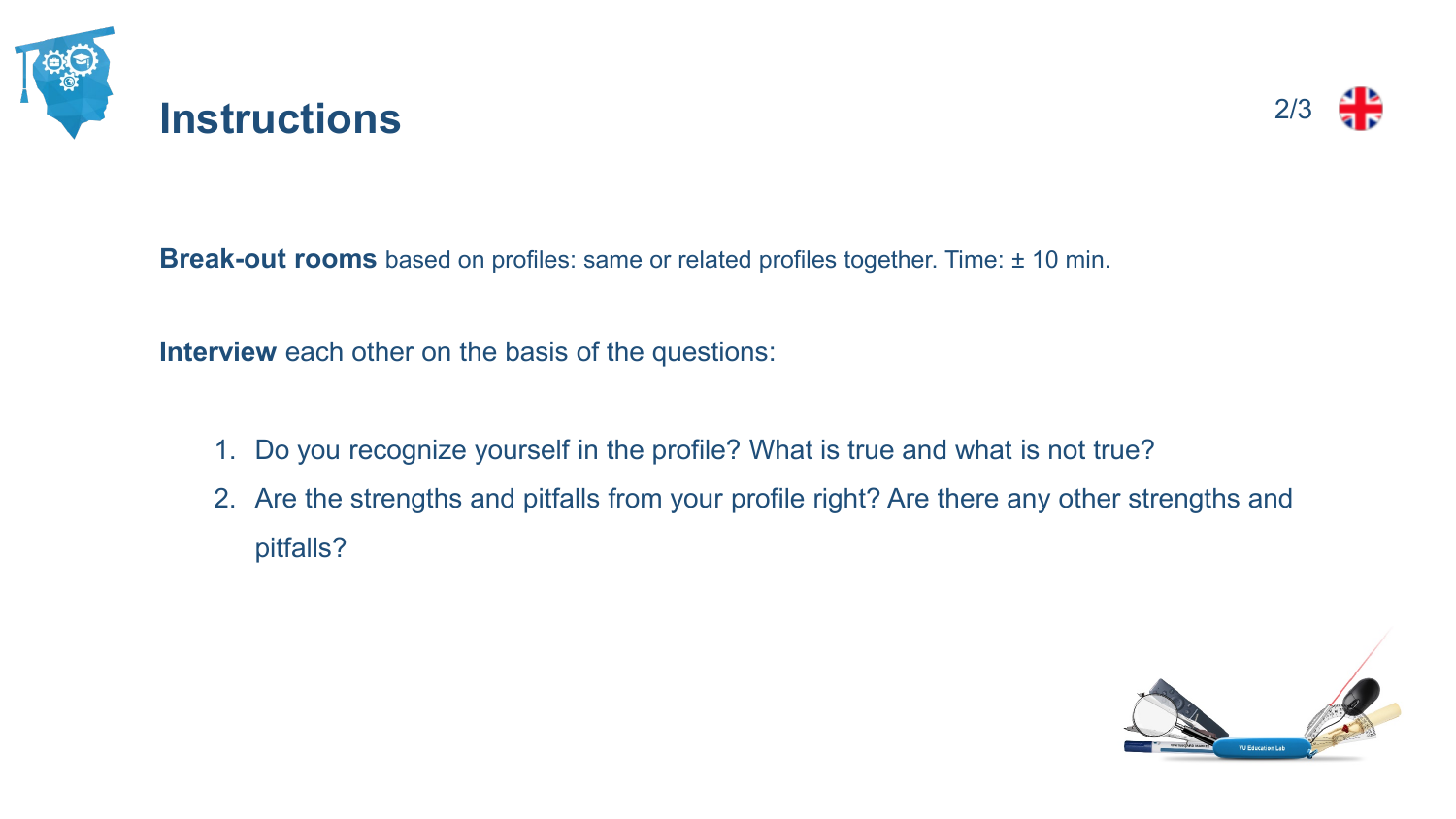# Instructions

**Break-out rooms** based on profiles: same or related profiles together. Time: ± 10 min.

**Interview** each other on the basis of the questions:

1. Do you recognize yourself in the profile? What is true and what is not true?
2. Are the strengths and pitfalls from your profile right? Are there any other strengths and pitfalls?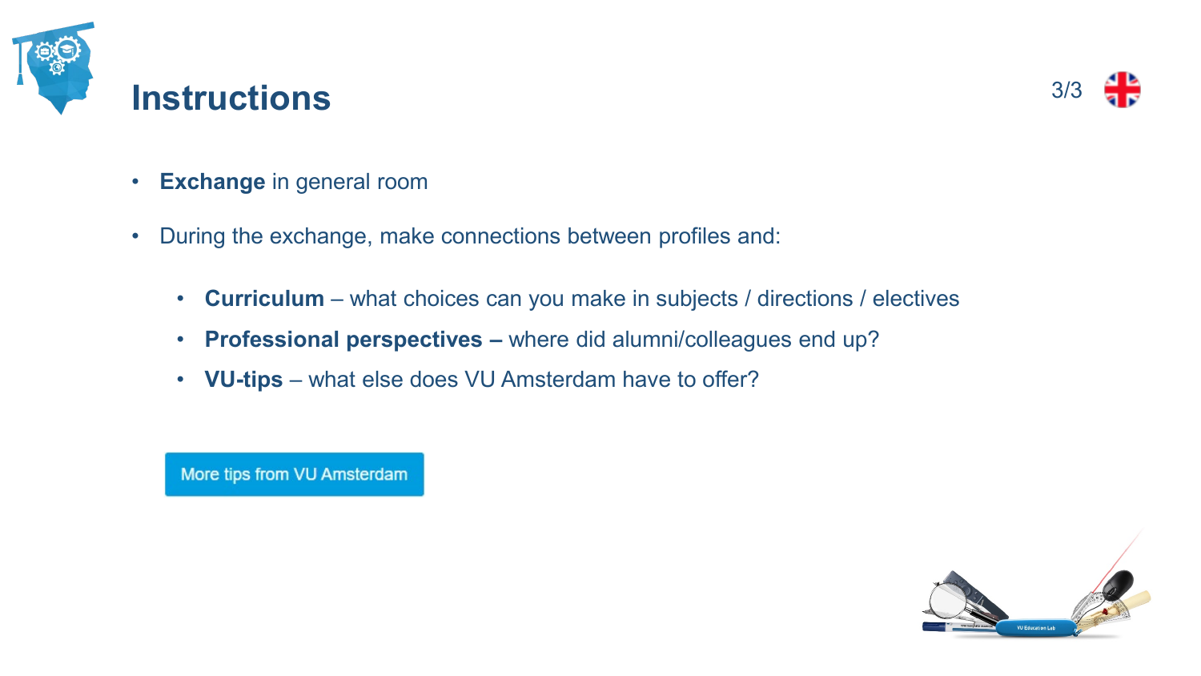# Instructions

- **Exchange** in general room
- During the exchange, make connections between profiles and:
  - **Curriculum** – what choices can you make in subjects / directions / electives
  - **Professional perspectives –** where did alumni/colleagues end up?
  - **VU-tips** – what else does VU Amsterdam have to offer?

More tips from VU Amsterdam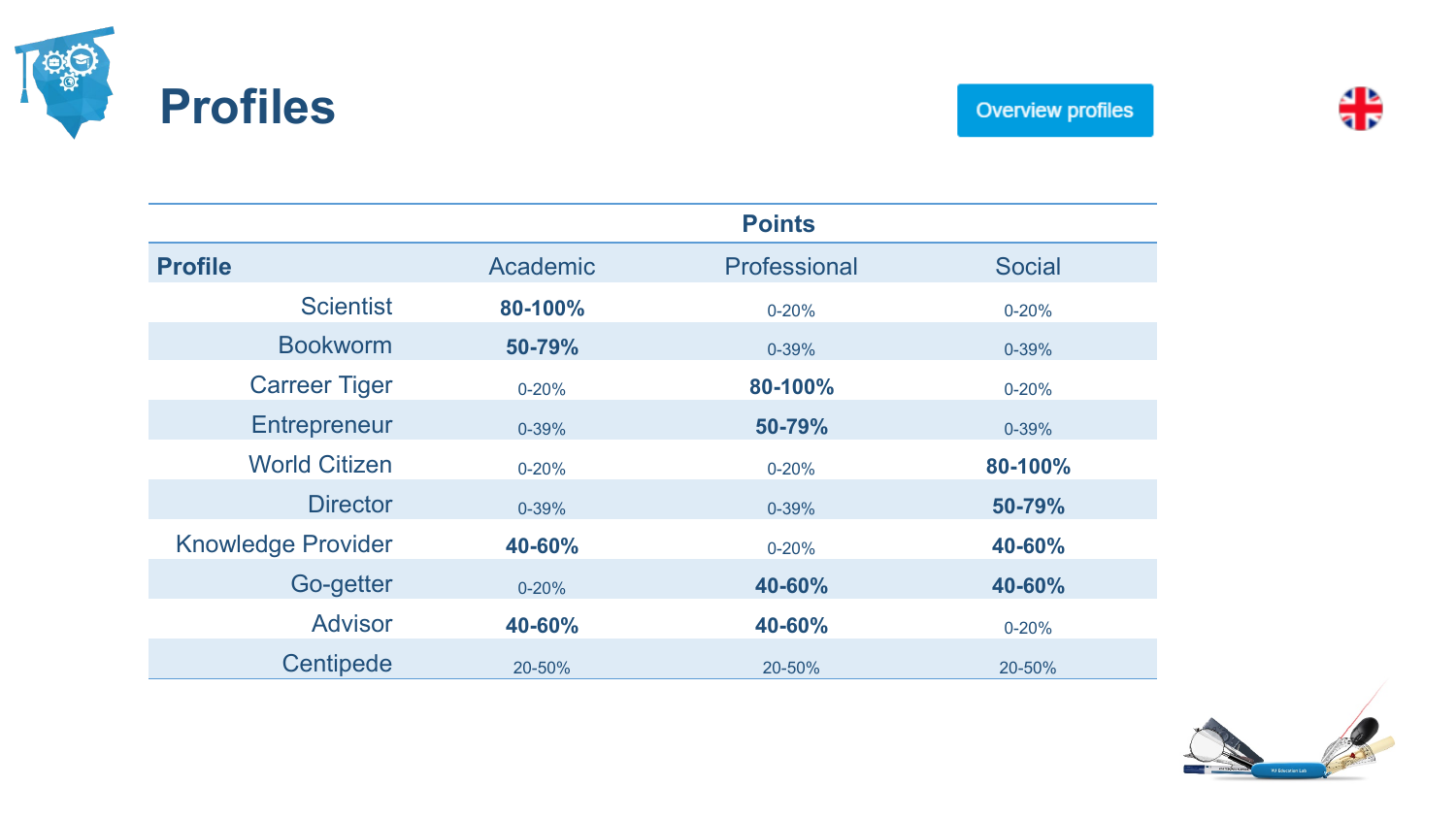# Profiles

Overview profiles

| Profile | Points | | |
|---|---|---|---|
| | Academic | Professional | Social |
| Scientist | **80-100%** | 0-20% | 0-20% |
| Bookworm | **50-79%** | 0-39% | 0-39% |
| Carreer Tiger | 0-20% | **80-100%** | 0-20% |
| Entrepreneur | 0-39% | **50-79%** | 0-39% |
| World Citizen | 0-20% | 0-20% | **80-100%** |
| Director | 0-39% | 0-39% | **50-79%** |
| Knowledge Provider | **40-60%** | 0-20% | **40-60%** |
| Go-getter | 0-20% | **40-60%** | **40-60%** |
| Advisor | **40-60%** | **40-60%** | 0-20% |
| Centipede | 20-50% | 20-50% | 20-50% |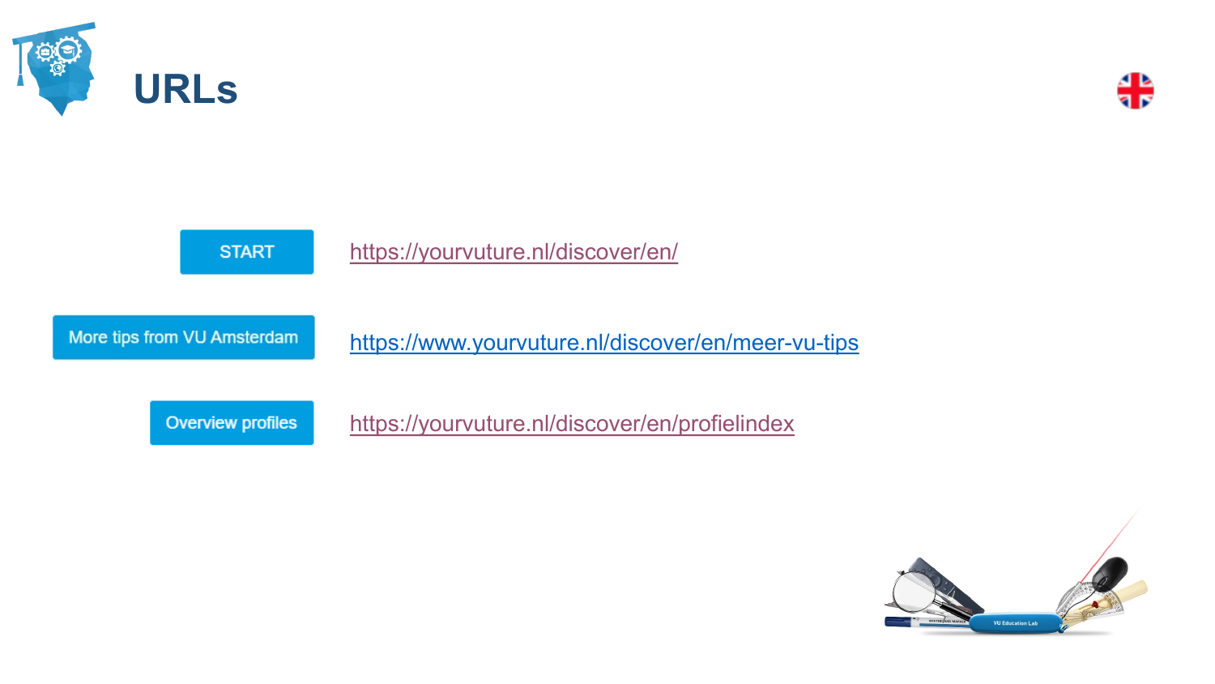# URLs

START — https://yourvuture.nl/discover/en/

More tips from VU Amsterdam — https://www.yourvuture.nl/discover/en/meer-vu-tips

Overview profiles — https://yourvuture.nl/discover/en/profielindex